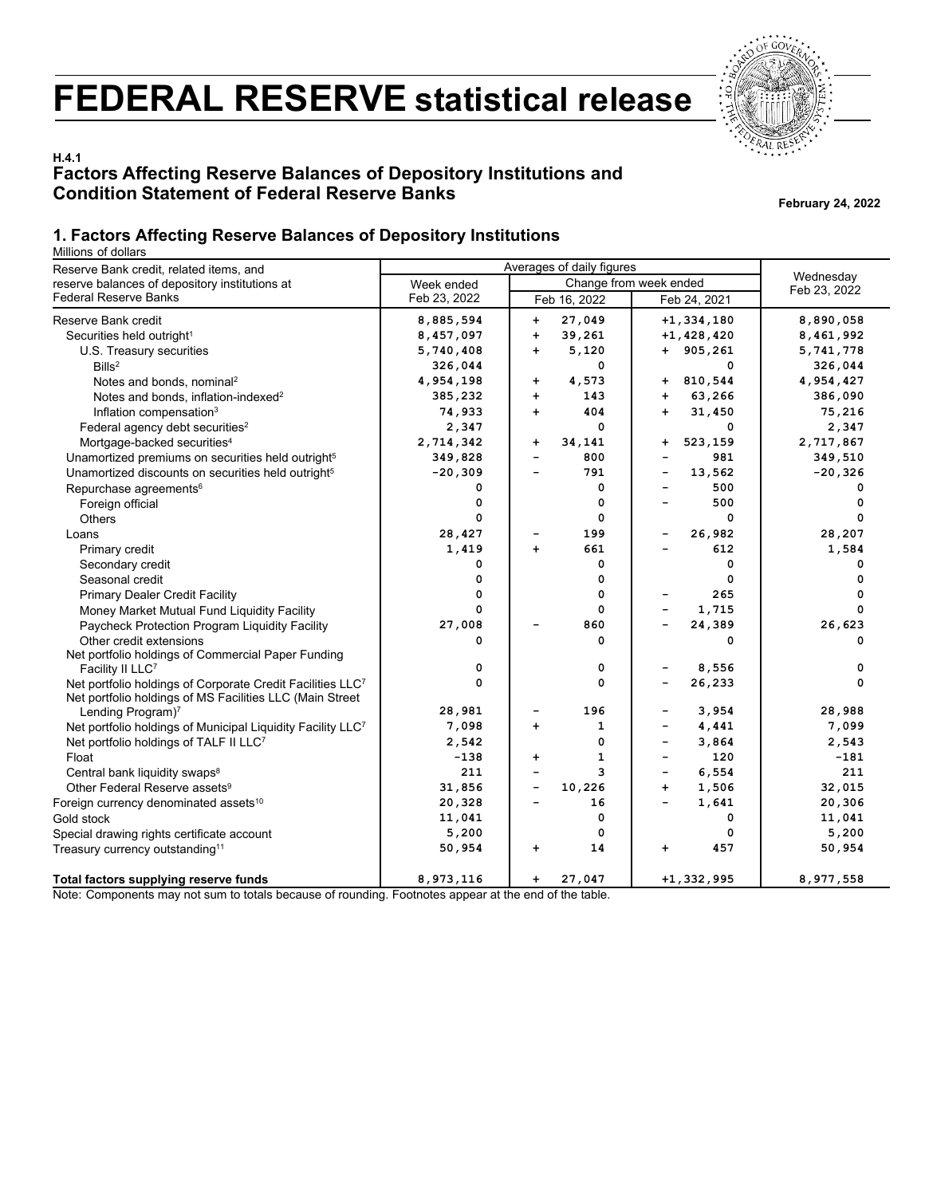# FEDERAL RESERVE statistical release

**H.4.1**
## Factors Affecting Reserve Balances of Depository Institutions and Condition Statement of Federal Reserve Banks

**February 24, 2022**

### 1. Factors Affecting Reserve Balances of Depository Institutions

Millions of dollars

| Reserve Bank credit, related items, and reserve balances of depository institutions at Federal Reserve Banks | Averages of daily figures | | | Wednesday Feb 23, 2022 |
|---|---|---|---|---|
| | Week ended Feb 23, 2022 | Change from week ended | | |
| | | Feb 16, 2022 | Feb 24, 2021 | |
| Reserve Bank credit | 8,885,594 | + 27,049 | +1,334,180 | 8,890,058 |
| Securities held outright[1] | 8,457,097 | + 39,261 | +1,428,420 | 8,461,992 |
| U.S. Treasury securities | 5,740,408 | + 5,120 | + 905,261 | 5,741,778 |
| Bills[2] | 326,044 | 0 | 0 | 326,044 |
| Notes and bonds, nominal[2] | 4,954,198 | + 4,573 | + 810,544 | 4,954,427 |
| Notes and bonds, inflation-indexed[2] | 385,232 | + 143 | + 63,266 | 386,090 |
| Inflation compensation[3] | 74,933 | + 404 | + 31,450 | 75,216 |
| Federal agency debt securities[2] | 2,347 | 0 | 0 | 2,347 |
| Mortgage-backed securities[4] | 2,714,342 | + 34,141 | + 523,159 | 2,717,867 |
| Unamortized premiums on securities held outright[5] | 349,828 | − 800 | − 981 | 349,510 |
| Unamortized discounts on securities held outright[5] | -20,309 | − 791 | − 13,562 | -20,326 |
| Repurchase agreements[6] | 0 | 0 | − 500 | 0 |
| Foreign official | 0 | 0 | − 500 | 0 |
| Others | 0 | 0 | 0 | 0 |
| Loans | 28,427 | − 199 | − 26,982 | 28,207 |
| Primary credit | 1,419 | + 661 | − 612 | 1,584 |
| Secondary credit | 0 | 0 | 0 | 0 |
| Seasonal credit | 0 | 0 | 0 | 0 |
| Primary Dealer Credit Facility | 0 | 0 | − 265 | 0 |
| Money Market Mutual Fund Liquidity Facility | 0 | 0 | − 1,715 | 0 |
| Paycheck Protection Program Liquidity Facility | 27,008 | − 860 | − 24,389 | 26,623 |
| Other credit extensions | 0 | 0 | 0 | 0 |
| Net portfolio holdings of Commercial Paper Funding Facility II LLC[7] | 0 | 0 | − 8,556 | 0 |
| Net portfolio holdings of Corporate Credit Facilities LLC[7] | 0 | 0 | − 26,233 | 0 |
| Net portfolio holdings of MS Facilities LLC (Main Street Lending Program)[7] | 28,981 | − 196 | − 3,954 | 28,988 |
| Net portfolio holdings of Municipal Liquidity Facility LLC[7] | 7,098 | + 1 | − 4,441 | 7,099 |
| Net portfolio holdings of TALF II LLC[7] | 2,542 | 0 | − 3,864 | 2,543 |
| Float | -138 | + 1 | − 120 | -181 |
| Central bank liquidity swaps[8] | 211 | − 3 | − 6,554 | 211 |
| Other Federal Reserve assets[9] | 31,856 | − 10,226 | + 1,506 | 32,015 |
| Foreign currency denominated assets[10] | 20,328 | − 16 | − 1,641 | 20,306 |
| Gold stock | 11,041 | 0 | 0 | 11,041 |
| Special drawing rights certificate account | 5,200 | 0 | 0 | 5,200 |
| Treasury currency outstanding[11] | 50,954 | + 14 | + 457 | 50,954 |
| **Total factors supplying reserve funds** | 8,973,116 | + 27,047 | +1,332,995 | 8,977,558 |

Note: Components may not sum to totals because of rounding. Footnotes appear at the end of the table.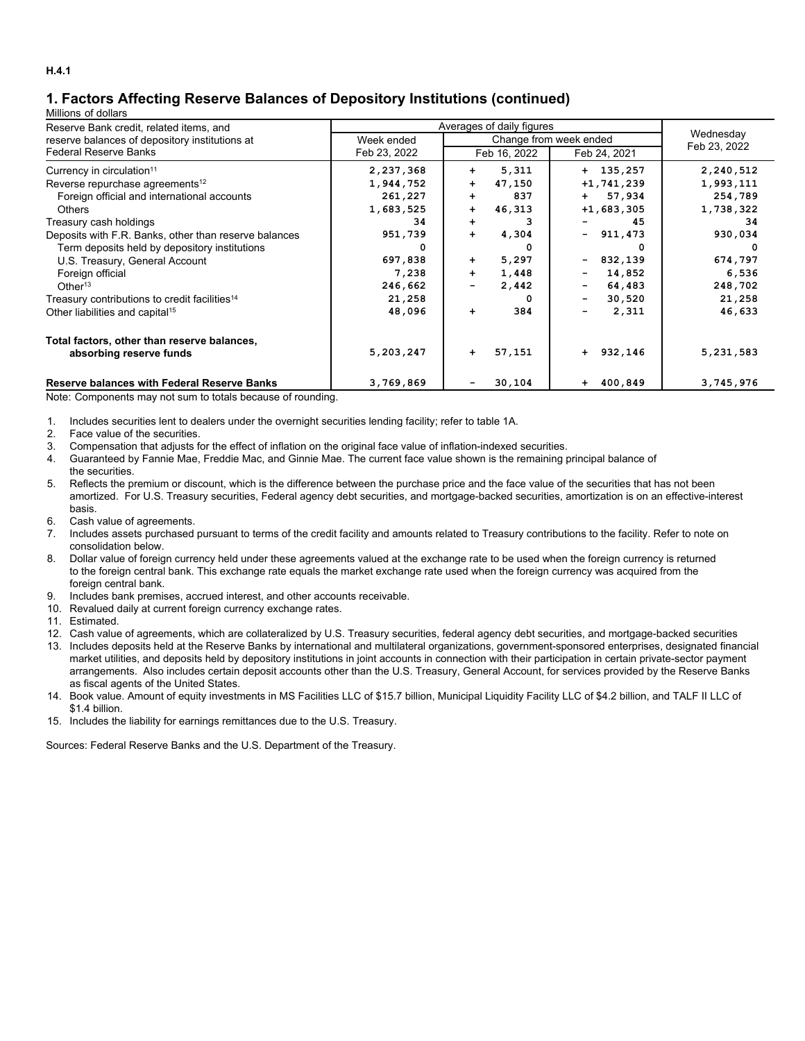H.4.1

## 1. Factors Affecting Reserve Balances of Depository Institutions (continued)

Millions of dollars

| Reserve Bank credit, related items, and reserve balances of depository institutions at Federal Reserve Banks | Averages of daily figures | | | Wednesday Feb 23, 2022 |
|---|---|---|---|---|
| | Week ended Feb 23, 2022 | Change from week ended | | |
| | | Feb 16, 2022 | Feb 24, 2021 | |
| Currency in circulation[11] | 2,237,368 | + 5,311 | + 135,257 | 2,240,512 |
| Reverse repurchase agreements[12] | 1,944,752 | + 47,150 | +1,741,239 | 1,993,111 |
| Foreign official and international accounts | 261,227 | + 837 | + 57,934 | 254,789 |
| Others | 1,683,525 | + 46,313 | +1,683,305 | 1,738,322 |
| Treasury cash holdings | 34 | + 3 | - 45 | 34 |
| Deposits with F.R. Banks, other than reserve balances | 951,739 | + 4,304 | - 911,473 | 930,034 |
| Term deposits held by depository institutions | 0 | 0 | 0 | 0 |
| U.S. Treasury, General Account | 697,838 | + 5,297 | - 832,139 | 674,797 |
| Foreign official | 7,238 | + 1,448 | - 14,852 | 6,536 |
| Other[13] | 246,662 | - 2,442 | - 64,483 | 248,702 |
| Treasury contributions to credit facilities[14] | 21,258 | 0 | - 30,520 | 21,258 |
| Other liabilities and capital[15] | 48,096 | + 384 | - 2,311 | 46,633 |
| **Total factors, other than reserve balances, absorbing reserve funds** | 5,203,247 | + 57,151 | + 932,146 | 5,231,583 |
| **Reserve balances with Federal Reserve Banks** | 3,769,869 | - 30,104 | + 400,849 | 3,745,976 |

Note: Components may not sum to totals because of rounding.

1. Includes securities lent to dealers under the overnight securities lending facility; refer to table 1A.
2. Face value of the securities.
3. Compensation that adjusts for the effect of inflation on the original face value of inflation-indexed securities.
4. Guaranteed by Fannie Mae, Freddie Mac, and Ginnie Mae. The current face value shown is the remaining principal balance of the securities.
5. Reflects the premium or discount, which is the difference between the purchase price and the face value of the securities that has not been amortized. For U.S. Treasury securities, Federal agency debt securities, and mortgage-backed securities, amortization is on an effective-interest basis.
6. Cash value of agreements.
7. Includes assets purchased pursuant to terms of the credit facility and amounts related to Treasury contributions to the facility. Refer to note on consolidation below.
8. Dollar value of foreign currency held under these agreements valued at the exchange rate to be used when the foreign currency is returned to the foreign central bank. This exchange rate equals the market exchange rate used when the foreign currency was acquired from the foreign central bank.
9. Includes bank premises, accrued interest, and other accounts receivable.
10. Revalued daily at current foreign currency exchange rates.
11. Estimated.
12. Cash value of agreements, which are collateralized by U.S. Treasury securities, federal agency debt securities, and mortgage-backed securities
13. Includes deposits held at the Reserve Banks by international and multilateral organizations, government-sponsored enterprises, designated financial market utilities, and deposits held by depository institutions in joint accounts in connection with their participation in certain private-sector payment arrangements. Also includes certain deposit accounts other than the U.S. Treasury, General Account, for services provided by the Reserve Banks as fiscal agents of the United States.
14. Book value. Amount of equity investments in MS Facilities LLC of $15.7 billion, Municipal Liquidity Facility LLC of $4.2 billion, and TALF II LLC of $1.4 billion.
15. Includes the liability for earnings remittances due to the U.S. Treasury.

Sources: Federal Reserve Banks and the U.S. Department of the Treasury.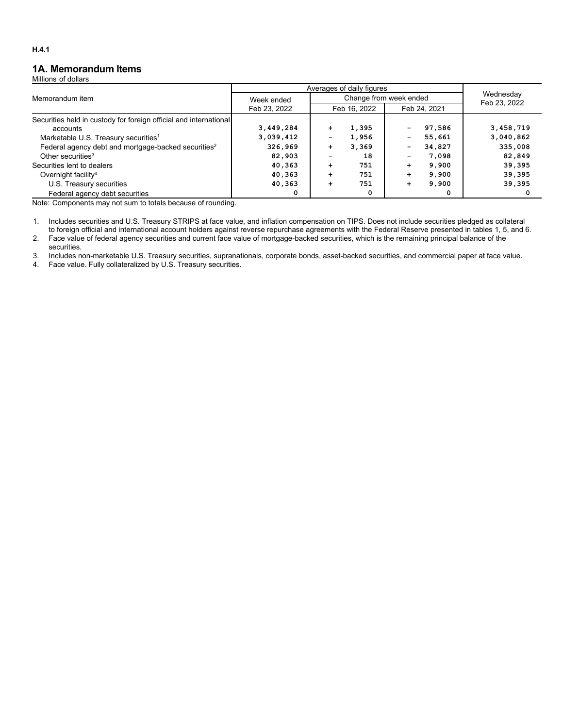H.4.1

## 1A. Memorandum Items

Millions of dollars

| Memorandum item | Averages of daily figures | | | Wednesday Feb 23, 2022 |
|---|---|---|---|---|
| | Week ended Feb 23, 2022 | Change from week ended | | |
| | | Feb 16, 2022 | Feb 24, 2021 | |
| Securities held in custody for foreign official and international accounts | 3,449,284 | + 1,395 | - 97,586 | 3,458,719 |
| Marketable U.S. Treasury securities[1] | 3,039,412 | - 1,956 | - 55,661 | 3,040,862 |
| Federal agency debt and mortgage-backed securities[2] | 326,969 | + 3,369 | - 34,827 | 335,008 |
| Other securities[3] | 82,903 | - 18 | - 7,098 | 82,849 |
| Securities lent to dealers | 40,363 | + 751 | + 9,900 | 39,395 |
| Overnight facility[4] | 40,363 | + 751 | + 9,900 | 39,395 |
| U.S. Treasury securities | 40,363 | + 751 | + 9,900 | 39,395 |
| Federal agency debt securities | 0 | 0 | 0 | 0 |

Note: Components may not sum to totals because of rounding.

1. Includes securities and U.S. Treasury STRIPS at face value, and inflation compensation on TIPS. Does not include securities pledged as collateral to foreign official and international account holders against reverse repurchase agreements with the Federal Reserve presented in tables 1, 5, and 6.
2. Face value of federal agency securities and current face value of mortgage-backed securities, which is the remaining principal balance of the securities.
3. Includes non-marketable U.S. Treasury securities, supranationals, corporate bonds, asset-backed securities, and commercial paper at face value.
4. Face value. Fully collateralized by U.S. Treasury securities.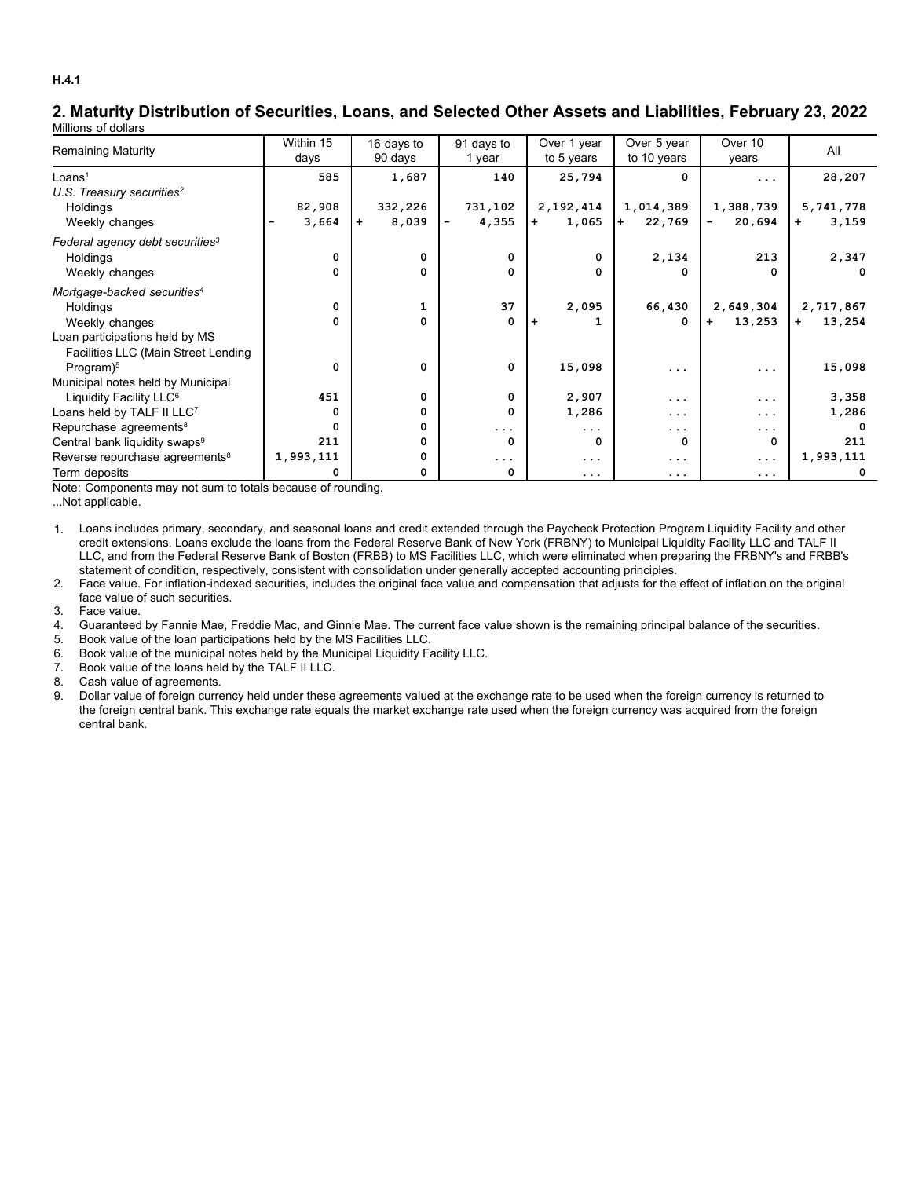H.4.1

## 2. Maturity Distribution of Securities, Loans, and Selected Other Assets and Liabilities, February 23, 2022

Millions of dollars

| Remaining Maturity | Within 15 days | 16 days to 90 days | 91 days to 1 year | Over 1 year to 5 years | Over 5 year to 10 years | Over 10 years | All |
|---|---|---|---|---|---|---|---|
| Loans[1] | 585 | 1,687 | 140 | 25,794 | 0 | ... | 28,207 |
| *U.S. Treasury securities*[2] | | | | | | | |
| Holdings | 82,908 | 332,226 | 731,102 | 2,192,414 | 1,014,389 | 1,388,739 | 5,741,778 |
| Weekly changes | - 3,664 | + 8,039 | - 4,355 | + 1,065 | + 22,769 | - 20,694 | + 3,159 |
| *Federal agency debt securities*[3] | | | | | | | |
| Holdings | 0 | 0 | 0 | 0 | 2,134 | 213 | 2,347 |
| Weekly changes | 0 | 0 | 0 | 0 | 0 | 0 | 0 |
| *Mortgage-backed securities*[4] | | | | | | | |
| Holdings | 0 | 1 | 37 | 2,095 | 66,430 | 2,649,304 | 2,717,867 |
| Weekly changes | 0 | 0 | 0 | + 1 | 0 | + 13,253 | + 13,254 |
| Loan participations held by MS Facilities LLC (Main Street Lending Program)[5] | 0 | 0 | 0 | 15,098 | ... | ... | 15,098 |
| Municipal notes held by Municipal Liquidity Facility LLC[6] | 451 | 0 | 0 | 2,907 | ... | ... | 3,358 |
| Loans held by TALF II LLC[7] | 0 | 0 | 0 | 1,286 | ... | ... | 1,286 |
| Repurchase agreements[8] | 0 | 0 | ... | ... | ... | ... | 0 |
| Central bank liquidity swaps[9] | 211 | 0 | 0 | 0 | 0 | 0 | 211 |
| Reverse repurchase agreements[8] | 1,993,111 | 0 | ... | ... | ... | ... | 1,993,111 |
| Term deposits | 0 | 0 | 0 | ... | ... | ... | 0 |

Note: Components may not sum to totals because of rounding.

...Not applicable.

1. Loans includes primary, secondary, and seasonal loans and credit extended through the Paycheck Protection Program Liquidity Facility and other credit extensions. Loans exclude the loans from the Federal Reserve Bank of New York (FRBNY) to Municipal Liquidity Facility LLC and TALF II LLC, and from the Federal Reserve Bank of Boston (FRBB) to MS Facilities LLC, which were eliminated when preparing the FRBNY's and FRBB's statement of condition, respectively, consistent with consolidation under generally accepted accounting principles.
2. Face value. For inflation-indexed securities, includes the original face value and compensation that adjusts for the effect of inflation on the original face value of such securities.
3. Face value.
4. Guaranteed by Fannie Mae, Freddie Mac, and Ginnie Mae. The current face value shown is the remaining principal balance of the securities.
5. Book value of the loan participations held by the MS Facilities LLC.
6. Book value of the municipal notes held by the Municipal Liquidity Facility LLC.
7. Book value of the loans held by the TALF II LLC.
8. Cash value of agreements.
9. Dollar value of foreign currency held under these agreements valued at the exchange rate to be used when the foreign currency is returned to the foreign central bank. This exchange rate equals the market exchange rate used when the foreign currency was acquired from the foreign central bank.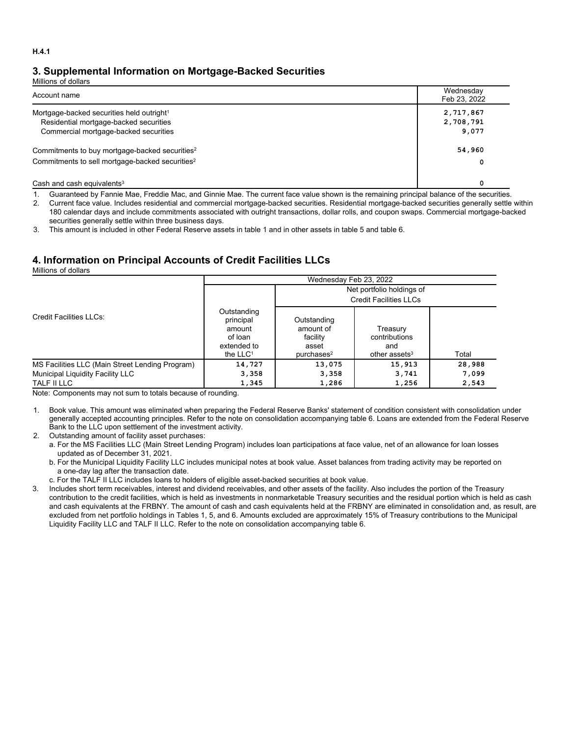## 3. Supplemental Information on Mortgage-Backed Securities

Millions of dollars

| Account name | Wednesday Feb 23, 2022 |
|---|---|
| Mortgage-backed securities held outright[1] | 2,717,867 |
| Residential mortgage-backed securities | 2,708,791 |
| Commercial mortgage-backed securities | 9,077 |
| Commitments to buy mortgage-backed securities[2] | 54,960 |
| Commitments to sell mortgage-backed securities[2] | 0 |
| Cash and cash equivalents[3] | 0 |

1. Guaranteed by Fannie Mae, Freddie Mac, and Ginnie Mae. The current face value shown is the remaining principal balance of the securities.
2. Current face value. Includes residential and commercial mortgage-backed securities. Residential mortgage-backed securities generally settle within 180 calendar days and include commitments associated with outright transactions, dollar rolls, and coupon swaps. Commercial mortgage-backed securities generally settle within three business days.
3. This amount is included in other Federal Reserve assets in table 1 and in other assets in table 5 and table 6.

## 4. Information on Principal Accounts of Credit Facilities LLCs

Millions of dollars

| Credit Facilities LLCs: | Wednesday Feb 23, 2022 | | | |
|---|---|---|---|---|
| | | Net portfolio holdings of Credit Facilities LLCs | | |
| | Outstanding principal amount of loan extended to the LLC[1] | Outstanding amount of facility asset purchases[2] | Treasury contributions and other assets[3] | Total |
| MS Facilities LLC (Main Street Lending Program) | 14,727 | 13,075 | 15,913 | 28,988 |
| Municipal Liquidity Facility LLC | 3,358 | 3,358 | 3,741 | 7,099 |
| TALF II LLC | 1,345 | 1,286 | 1,256 | 2,543 |

Note: Components may not sum to totals because of rounding.

1. Book value. This amount was eliminated when preparing the Federal Reserve Banks' statement of condition consistent with consolidation under generally accepted accounting principles. Refer to the note on consolidation accompanying table 6. Loans are extended from the Federal Reserve Bank to the LLC upon settlement of the investment activity.
2. Outstanding amount of facility asset purchases:
   a. For the MS Facilities LLC (Main Street Lending Program) includes loan participations at face value, net of an allowance for loan losses updated as of December 31, 2021.
   b. For the Municipal Liquidity Facility LLC includes municipal notes at book value. Asset balances from trading activity may be reported on a one-day lag after the transaction date.
   c. For the TALF II LLC includes loans to holders of eligible asset-backed securities at book value.
3. Includes short term receivables, interest and dividend receivables, and other assets of the facility. Also includes the portion of the Treasury contribution to the credit facilities, which is held as investments in nonmarketable Treasury securities and the residual portion which is held as cash and cash equivalents at the FRBNY. The amount of cash and cash equivalents held at the FRBNY are eliminated in consolidation and, as result, are excluded from net portfolio holdings in Tables 1, 5, and 6. Amounts excluded are approximately 15% of Treasury contributions to the Municipal Liquidity Facility LLC and TALF II LLC. Refer to the note on consolidation accompanying table 6.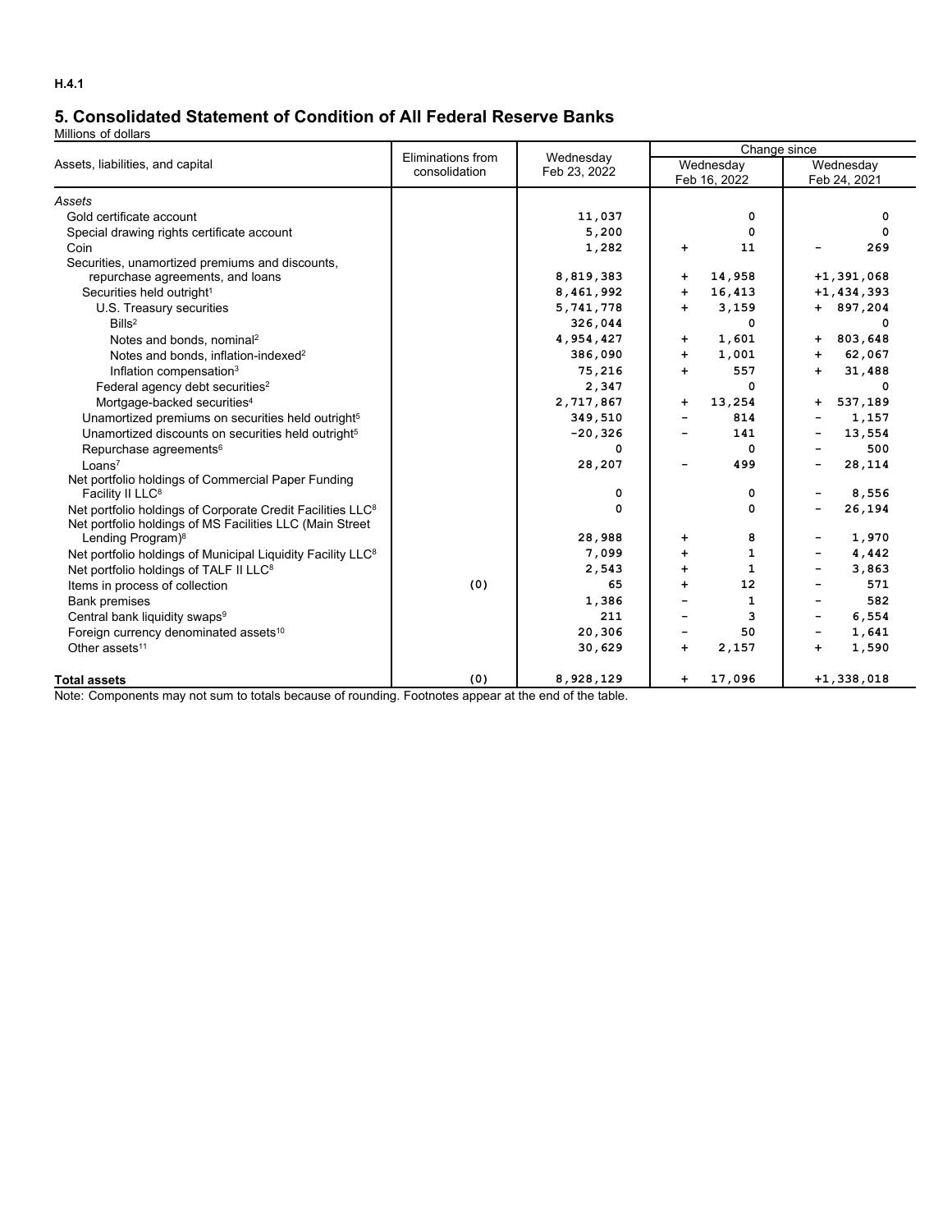H.4.1

## 5. Consolidated Statement of Condition of All Federal Reserve Banks

Millions of dollars

| Assets, liabilities, and capital | Eliminations from consolidation | Wednesday Feb 23, 2022 | Change since | |
|---|---|---|---|---|
| | | | Wednesday Feb 16, 2022 | Wednesday Feb 24, 2021 |
| *Assets* | | | | |
| Gold certificate account | | 11,037 | 0 | 0 |
| Special drawing rights certificate account | | 5,200 | 0 | 0 |
| Coin | | 1,282 | + 11 | - 269 |
| Securities, unamortized premiums and discounts, repurchase agreements, and loans | | 8,819,383 | + 14,958 | +1,391,068 |
| Securities held outright[1] | | 8,461,992 | + 16,413 | +1,434,393 |
| U.S. Treasury securities | | 5,741,778 | + 3,159 | + 897,204 |
| Bills[2] | | 326,044 | 0 | 0 |
| Notes and bonds, nominal[2] | | 4,954,427 | + 1,601 | + 803,648 |
| Notes and bonds, inflation-indexed[2] | | 386,090 | + 1,001 | + 62,067 |
| Inflation compensation[3] | | 75,216 | + 557 | + 31,488 |
| Federal agency debt securities[2] | | 2,347 | 0 | 0 |
| Mortgage-backed securities[4] | | 2,717,867 | + 13,254 | + 537,189 |
| Unamortized premiums on securities held outright[5] | | 349,510 | - 814 | - 1,157 |
| Unamortized discounts on securities held outright[5] | | -20,326 | - 141 | - 13,554 |
| Repurchase agreements[6] | | 0 | 0 | - 500 |
| Loans[7] | | 28,207 | - 499 | - 28,114 |
| Net portfolio holdings of Commercial Paper Funding Facility II LLC[8] | | 0 | 0 | - 8,556 |
| Net portfolio holdings of Corporate Credit Facilities LLC[8] | | 0 | 0 | - 26,194 |
| Net portfolio holdings of MS Facilities LLC (Main Street Lending Program)[8] | | 28,988 | + 8 | - 1,970 |
| Net portfolio holdings of Municipal Liquidity Facility LLC[8] | | 7,099 | + 1 | - 4,442 |
| Net portfolio holdings of TALF II LLC[8] | | 2,543 | + 1 | - 3,863 |
| Items in process of collection | (0) | 65 | + 12 | - 571 |
| Bank premises | | 1,386 | - 1 | - 582 |
| Central bank liquidity swaps[9] | | 211 | - 3 | - 6,554 |
| Foreign currency denominated assets[10] | | 20,306 | - 50 | - 1,641 |
| Other assets[11] | | 30,629 | + 2,157 | + 1,590 |
| **Total assets** | (0) | 8,928,129 | + 17,096 | +1,338,018 |

Note: Components may not sum to totals because of rounding. Footnotes appear at the end of the table.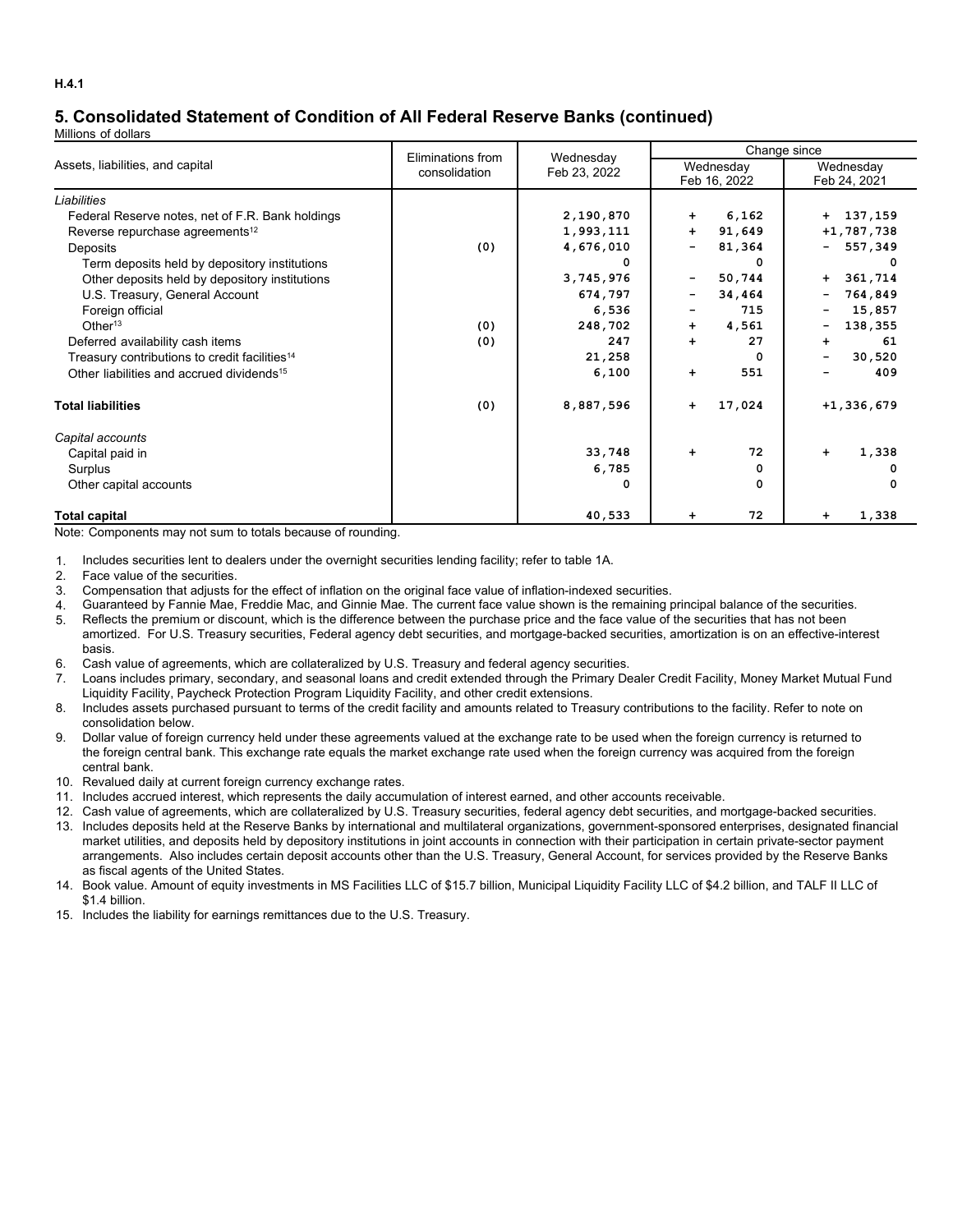H.4.1

## 5. Consolidated Statement of Condition of All Federal Reserve Banks (continued)

Millions of dollars

| Assets, liabilities, and capital | Eliminations from consolidation | Wednesday Feb 23, 2022 | Change since Wednesday Feb 16, 2022 | Change since Wednesday Feb 24, 2021 |
|---|---|---|---|---|
| *Liabilities* | | | | |
| Federal Reserve notes, net of F.R. Bank holdings | | 2,190,870 | + 6,162 | + 137,159 |
| Reverse repurchase agreements[12] | | 1,993,111 | + 91,649 | +1,787,738 |
| Deposits | (0) | 4,676,010 | − 81,364 | − 557,349 |
| Term deposits held by depository institutions | | 0 | 0 | 0 |
| Other deposits held by depository institutions | | 3,745,976 | − 50,744 | + 361,714 |
| U.S. Treasury, General Account | | 674,797 | − 34,464 | − 764,849 |
| Foreign official | | 6,536 | − 715 | − 15,857 |
| Other[13] | (0) | 248,702 | + 4,561 | − 138,355 |
| Deferred availability cash items | (0) | 247 | + 27 | + 61 |
| Treasury contributions to credit facilities[14] | | 21,258 | 0 | − 30,520 |
| Other liabilities and accrued dividends[15] | | 6,100 | + 551 | − 409 |
| **Total liabilities** | (0) | 8,887,596 | + 17,024 | +1,336,679 |
| *Capital accounts* | | | | |
| Capital paid in | | 33,748 | + 72 | + 1,338 |
| Surplus | | 6,785 | 0 | 0 |
| Other capital accounts | | 0 | 0 | 0 |
| **Total capital** | | 40,533 | + 72 | + 1,338 |

Note: Components may not sum to totals because of rounding.

1. Includes securities lent to dealers under the overnight securities lending facility; refer to table 1A.
2. Face value of the securities.
3. Compensation that adjusts for the effect of inflation on the original face value of inflation-indexed securities.
4. Guaranteed by Fannie Mae, Freddie Mac, and Ginnie Mae. The current face value shown is the remaining principal balance of the securities.
5. Reflects the premium or discount, which is the difference between the purchase price and the face value of the securities that has not been amortized. For U.S. Treasury securities, Federal agency debt securities, and mortgage-backed securities, amortization is on an effective-interest basis.
6. Cash value of agreements, which are collateralized by U.S. Treasury and federal agency securities.
7. Loans includes primary, secondary, and seasonal loans and credit extended through the Primary Dealer Credit Facility, Money Market Mutual Fund Liquidity Facility, Paycheck Protection Program Liquidity Facility, and other credit extensions.
8. Includes assets purchased pursuant to terms of the credit facility and amounts related to Treasury contributions to the facility. Refer to note on consolidation below.
9. Dollar value of foreign currency held under these agreements valued at the exchange rate to be used when the foreign currency is returned to the foreign central bank. This exchange rate equals the market exchange rate used when the foreign currency was acquired from the foreign central bank.
10. Revalued daily at current foreign currency exchange rates.
11. Includes accrued interest, which represents the daily accumulation of interest earned, and other accounts receivable.
12. Cash value of agreements, which are collateralized by U.S. Treasury securities, federal agency debt securities, and mortgage-backed securities.
13. Includes deposits held at the Reserve Banks by international and multilateral organizations, government-sponsored enterprises, designated financial market utilities, and deposits held by depository institutions in joint accounts in connection with their participation in certain private-sector payment arrangements. Also includes certain deposit accounts other than the U.S. Treasury, General Account, for services provided by the Reserve Banks as fiscal agents of the United States.
14. Book value. Amount of equity investments in MS Facilities LLC of \$15.7 billion, Municipal Liquidity Facility LLC of \$4.2 billion, and TALF II LLC of \$1.4 billion.
15. Includes the liability for earnings remittances due to the U.S. Treasury.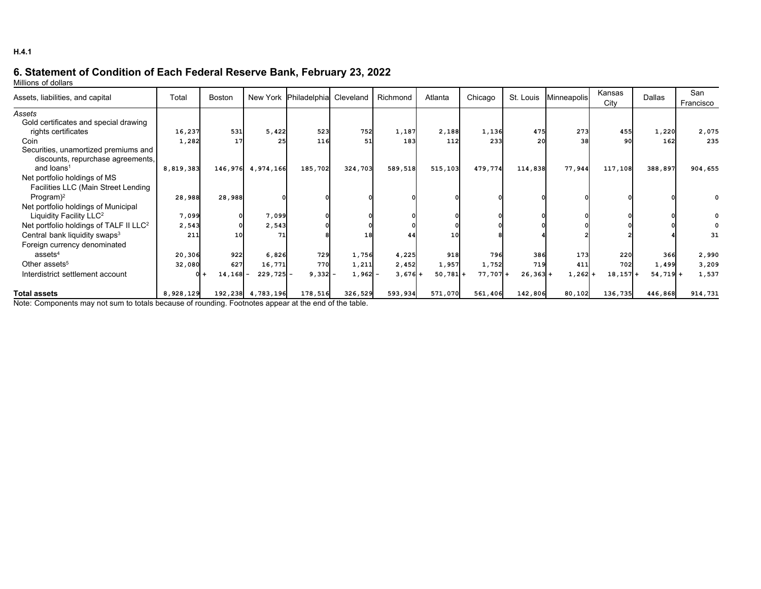H.4.1

## 6. Statement of Condition of Each Federal Reserve Bank, February 23, 2022

Millions of dollars

| Assets, liabilities, and capital | Total | Boston | New York | Philadelphia | Cleveland | Richmond | Atlanta | Chicago | St. Louis | Minneapolis | Kansas City | Dallas | San Francisco |
|---|---|---|---|---|---|---|---|---|---|---|---|---|---|
| *Assets* | | | | | | | | | | | | | |
| Gold certificates and special drawing rights certificates | 16,237 | 531 | 5,422 | 523 | 752 | 1,187 | 2,188 | 1,136 | 475 | 273 | 455 | 1,220 | 2,075 |
| Coin | 1,282 | 17 | 25 | 116 | 51 | 183 | 112 | 233 | 20 | 38 | 90 | 162 | 235 |
| Securities, unamortized premiums and discounts, repurchase agreements, and loans[1] | 8,819,383 | 146,976 | 4,974,166 | 185,702 | 324,703 | 589,518 | 515,103 | 479,774 | 114,838 | 77,944 | 117,108 | 388,897 | 904,655 |
| Net portfolio holdings of MS Facilities LLC (Main Street Lending Program)[2] | 28,988 | 28,988 | 0 | 0 | 0 | 0 | 0 | 0 | 0 | 0 | 0 | 0 | 0 |
| Net portfolio holdings of Municipal Liquidity Facility LLC[2] | 7,099 | 0 | 7,099 | 0 | 0 | 0 | 0 | 0 | 0 | 0 | 0 | 0 | 0 |
| Net portfolio holdings of TALF II LLC[2] | 2,543 | 0 | 2,543 | 0 | 0 | 0 | 0 | 0 | 0 | 0 | 0 | 0 | 0 |
| Central bank liquidity swaps[3] | 211 | 10 | 71 | 8 | 18 | 44 | 10 | 8 | 4 | 2 | 2 | 4 | 31 |
| Foreign currency denominated assets[4] | 20,306 | 922 | 6,826 | 729 | 1,756 | 4,225 | 918 | 796 | 386 | 173 | 220 | 366 | 2,990 |
| Other assets[5] | 32,080 | 627 | 16,771 | 770 | 1,211 | 2,452 | 1,957 | 1,752 | 719 | 411 | 702 | 1,499 | 3,209 |
| Interdistrict settlement account | 0 | + 14,168 | - 229,725 | - 9,332 | - 1,962 | - 3,676 | + 50,781 | + 77,707 | + 26,363 | + 1,262 | + 18,157 | + 54,719 | + 1,537 |
| **Total assets** | 8,928,129 | 192,238 | 4,783,196 | 178,516 | 326,529 | 593,934 | 571,070 | 561,406 | 142,806 | 80,102 | 136,735 | 446,868 | 914,731 |

Note: Components may not sum to totals because of rounding. Footnotes appear at the end of the table.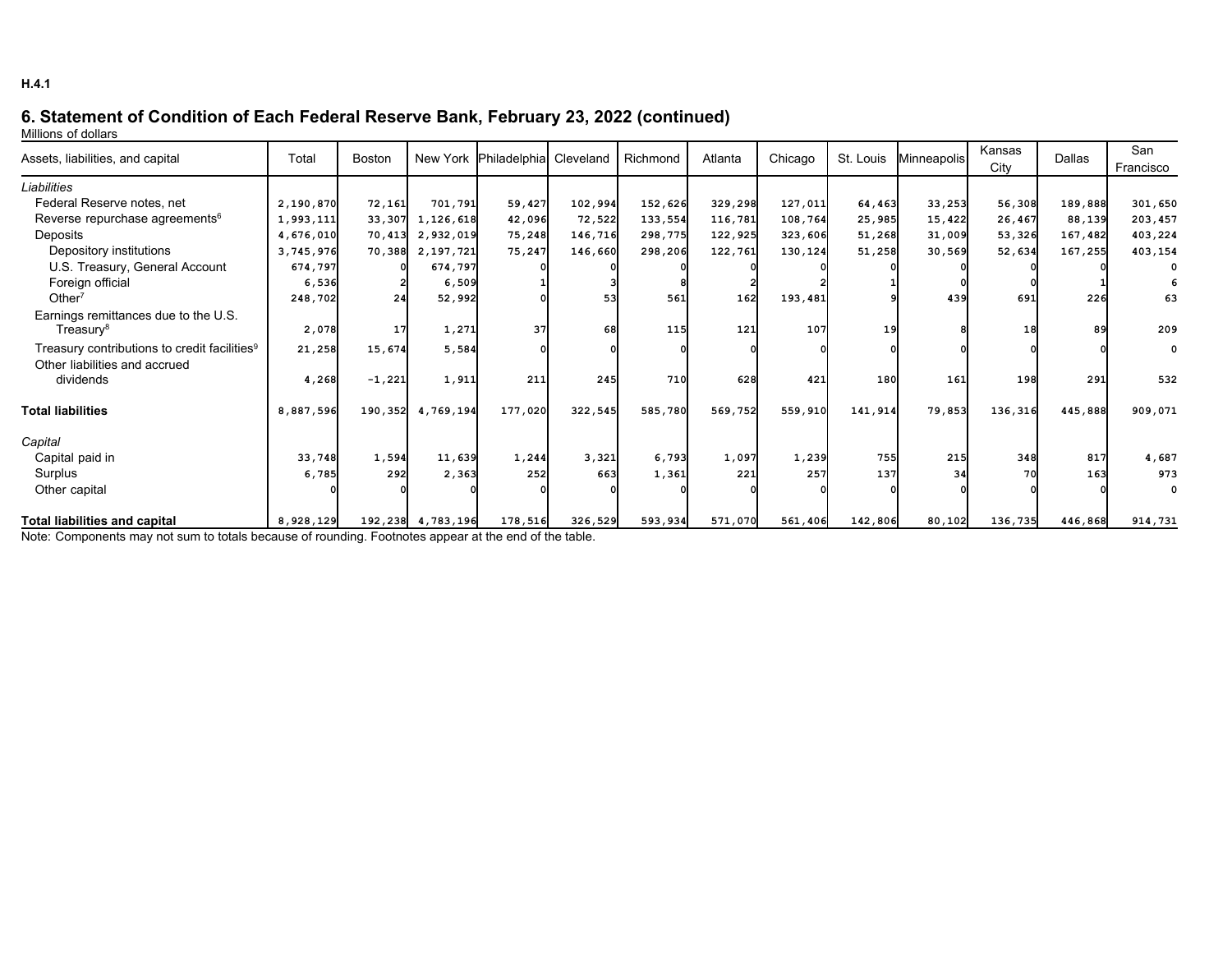H.4.1

## 6. Statement of Condition of Each Federal Reserve Bank, February 23, 2022 (continued)

Millions of dollars

| Assets, liabilities, and capital | Total | Boston | New York | Philadelphia | Cleveland | Richmond | Atlanta | Chicago | St. Louis | Minneapolis | Kansas City | Dallas | San Francisco |
|---|---|---|---|---|---|---|---|---|---|---|---|---|---|
| *Liabilities* | | | | | | | | | | | | | |
| Federal Reserve notes, net | 2,190,870 | 72,161 | 701,791 | 59,427 | 102,994 | 152,626 | 329,298 | 127,011 | 64,463 | 33,253 | 56,308 | 189,888 | 301,650 |
| Reverse repurchase agreements[6] | 1,993,111 | 33,307 | 1,126,618 | 42,096 | 72,522 | 133,554 | 116,781 | 108,764 | 25,985 | 15,422 | 26,467 | 88,139 | 203,457 |
| Deposits | 4,676,010 | 70,413 | 2,932,019 | 75,248 | 146,716 | 298,775 | 122,925 | 323,606 | 51,268 | 31,009 | 53,326 | 167,482 | 403,224 |
| Depository institutions | 3,745,976 | 70,388 | 2,197,721 | 75,247 | 146,660 | 298,206 | 122,761 | 130,124 | 51,258 | 30,569 | 52,634 | 167,255 | 403,154 |
| U.S. Treasury, General Account | 674,797 | 0 | 674,797 | 0 | 0 | 0 | 0 | 0 | 0 | 0 | 0 | 0 | 0 |
| Foreign official | 6,536 | 2 | 6,509 | 1 | 3 | 8 | 2 | 2 | 1 | 0 | 0 | 1 | 6 |
| Other[7] | 248,702 | 24 | 52,992 | 0 | 53 | 561 | 162 | 193,481 | 9 | 439 | 691 | 226 | 63 |
| Earnings remittances due to the U.S. Treasury[8] | 2,078 | 17 | 1,271 | 37 | 68 | 115 | 121 | 107 | 19 | 8 | 18 | 89 | 209 |
| Treasury contributions to credit facilities[9] | 21,258 | 15,674 | 5,584 | 0 | 0 | 0 | 0 | 0 | 0 | 0 | 0 | 0 | 0 |
| Other liabilities and accrued dividends | 4,268 | -1,221 | 1,911 | 211 | 245 | 710 | 628 | 421 | 180 | 161 | 198 | 291 | 532 |
| **Total liabilities** | 8,887,596 | 190,352 | 4,769,194 | 177,020 | 322,545 | 585,780 | 569,752 | 559,910 | 141,914 | 79,853 | 136,316 | 445,888 | 909,071 |
| *Capital* | | | | | | | | | | | | | |
| Capital paid in | 33,748 | 1,594 | 11,639 | 1,244 | 3,321 | 6,793 | 1,097 | 1,239 | 755 | 215 | 348 | 817 | 4,687 |
| Surplus | 6,785 | 292 | 2,363 | 252 | 663 | 1,361 | 221 | 257 | 137 | 34 | 70 | 163 | 973 |
| Other capital | 0 | 0 | 0 | 0 | 0 | 0 | 0 | 0 | 0 | 0 | 0 | 0 | 0 |
| **Total liabilities and capital** | 8,928,129 | 192,238 | 4,783,196 | 178,516 | 326,529 | 593,934 | 571,070 | 561,406 | 142,806 | 80,102 | 136,735 | 446,868 | 914,731 |

Note: Components may not sum to totals because of rounding. Footnotes appear at the end of the table.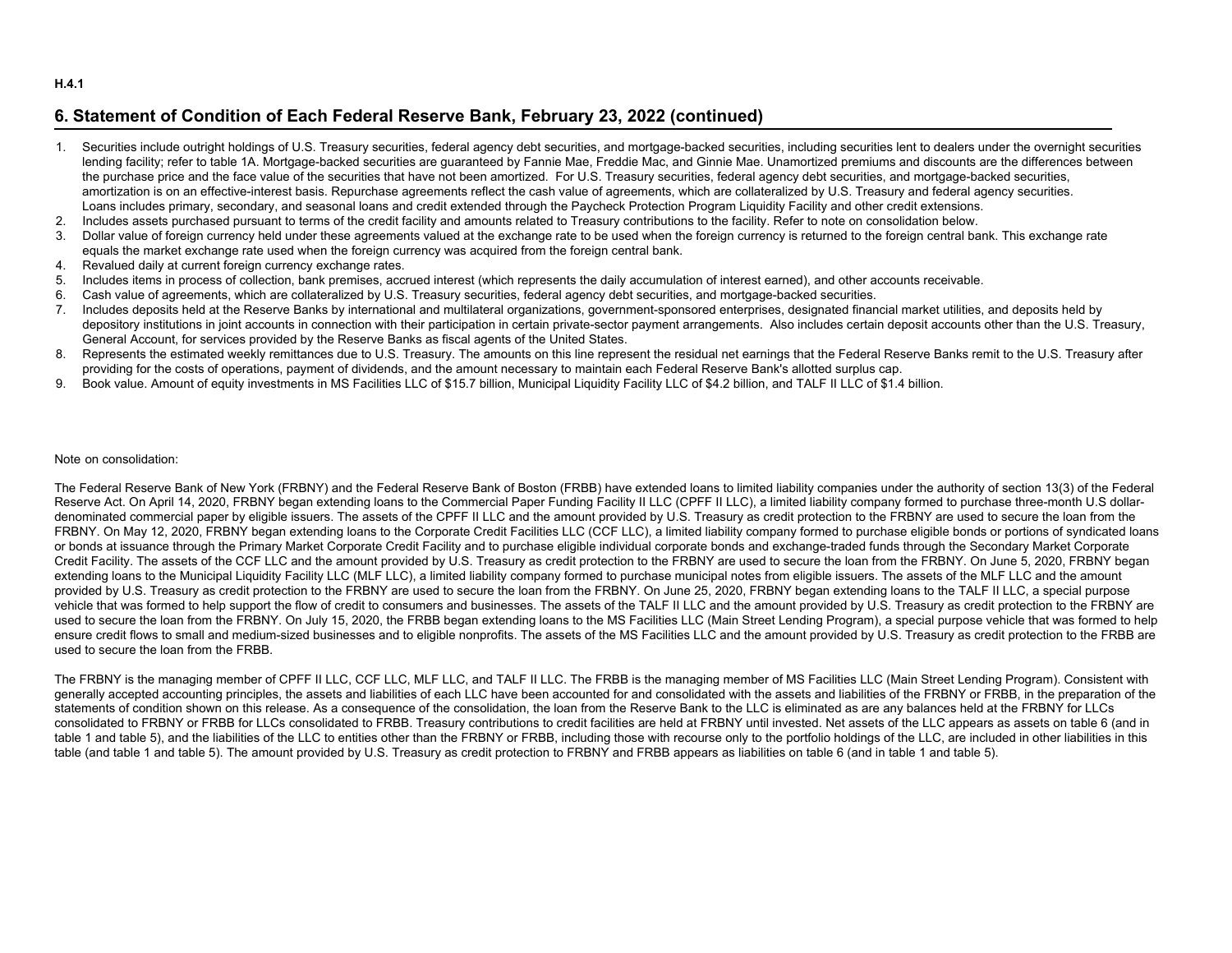## 6. Statement of Condition of Each Federal Reserve Bank, February 23, 2022 (continued)

1. Securities include outright holdings of U.S. Treasury securities, federal agency debt securities, and mortgage-backed securities, including securities lent to dealers under the overnight securities lending facility; refer to table 1A. Mortgage-backed securities are guaranteed by Fannie Mae, Freddie Mac, and Ginnie Mae. Unamortized premiums and discounts are the differences between the purchase price and the face value of the securities that have not been amortized. For U.S. Treasury securities, federal agency debt securities, and mortgage-backed securities, amortization is on an effective-interest basis. Repurchase agreements reflect the cash value of agreements, which are collateralized by U.S. Treasury and federal agency securities. Loans includes primary, secondary, and seasonal loans and credit extended through the Paycheck Protection Program Liquidity Facility and other credit extensions.
2. Includes assets purchased pursuant to terms of the credit facility and amounts related to Treasury contributions to the facility. Refer to note on consolidation below.
3. Dollar value of foreign currency held under these agreements valued at the exchange rate to be used when the foreign currency is returned to the foreign central bank. This exchange rate equals the market exchange rate used when the foreign currency was acquired from the foreign central bank.
4. Revalued daily at current foreign currency exchange rates.
5. Includes items in process of collection, bank premises, accrued interest (which represents the daily accumulation of interest earned), and other accounts receivable.
6. Cash value of agreements, which are collateralized by U.S. Treasury securities, federal agency debt securities, and mortgage-backed securities.
7. Includes deposits held at the Reserve Banks by international and multilateral organizations, government-sponsored enterprises, designated financial market utilities, and deposits held by depository institutions in joint accounts in connection with their participation in certain private-sector payment arrangements. Also includes certain deposit accounts other than the U.S. Treasury, General Account, for services provided by the Reserve Banks as fiscal agents of the United States.
8. Represents the estimated weekly remittances due to U.S. Treasury. The amounts on this line represent the residual net earnings that the Federal Reserve Banks remit to the U.S. Treasury after providing for the costs of operations, payment of dividends, and the amount necessary to maintain each Federal Reserve Bank's allotted surplus cap.
9. Book value. Amount of equity investments in MS Facilities LLC of $15.7 billion, Municipal Liquidity Facility LLC of $4.2 billion, and TALF II LLC of $1.4 billion.

Note on consolidation:

The Federal Reserve Bank of New York (FRBNY) and the Federal Reserve Bank of Boston (FRBB) have extended loans to limited liability companies under the authority of section 13(3) of the Federal Reserve Act. On April 14, 2020, FRBNY began extending loans to the Commercial Paper Funding Facility II LLC (CPFF II LLC), a limited liability company formed to purchase three-month U.S dollar-denominated commercial paper by eligible issuers. The assets of the CPFF II LLC and the amount provided by U.S. Treasury as credit protection to the FRBNY are used to secure the loan from the FRBNY. On May 12, 2020, FRBNY began extending loans to the Corporate Credit Facilities LLC (CCF LLC), a limited liability company formed to purchase eligible bonds or portions of syndicated loans or bonds at issuance through the Primary Market Corporate Credit Facility and to purchase eligible individual corporate bonds and exchange-traded funds through the Secondary Market Corporate Credit Facility. The assets of the CCF LLC and the amount provided by U.S. Treasury as credit protection to the FRBNY are used to secure the loan from the FRBNY. On June 5, 2020, FRBNY began extending loans to the Municipal Liquidity Facility LLC (MLF LLC), a limited liability company formed to purchase municipal notes from eligible issuers. The assets of the MLF LLC and the amount provided by U.S. Treasury as credit protection to the FRBNY are used to secure the loan from the FRBNY. On June 25, 2020, FRBNY began extending loans to the TALF II LLC, a special purpose vehicle that was formed to help support the flow of credit to consumers and businesses. The assets of the TALF II LLC and the amount provided by U.S. Treasury as credit protection to the FRBNY are used to secure the loan from the FRBNY. On July 15, 2020, the FRBB began extending loans to the MS Facilities LLC (Main Street Lending Program), a special purpose vehicle that was formed to help ensure credit flows to small and medium-sized businesses and to eligible nonprofits. The assets of the MS Facilities LLC and the amount provided by U.S. Treasury as credit protection to the FRBB are used to secure the loan from the FRBB.

The FRBNY is the managing member of CPFF II LLC, CCF LLC, MLF LLC, and TALF II LLC. The FRBB is the managing member of MS Facilities LLC (Main Street Lending Program). Consistent with generally accepted accounting principles, the assets and liabilities of each LLC have been accounted for and consolidated with the assets and liabilities of the FRBNY or FRBB, in the preparation of the statements of condition shown on this release. As a consequence of the consolidation, the loan from the Reserve Bank to the LLC is eliminated as are any balances held at the FRBNY for LLCs consolidated to FRBNY or FRBB for LLCs consolidated to FRBB. Treasury contributions to credit facilities are held at FRBNY until invested. Net assets of the LLC appears as assets on table 6 (and in table 1 and table 5), and the liabilities of the LLC to entities other than the FRBNY or FRBB, including those with recourse only to the portfolio holdings of the LLC, are included in other liabilities in this table (and table 1 and table 5). The amount provided by U.S. Treasury as credit protection to FRBNY and FRBB appears as liabilities on table 6 (and in table 1 and table 5).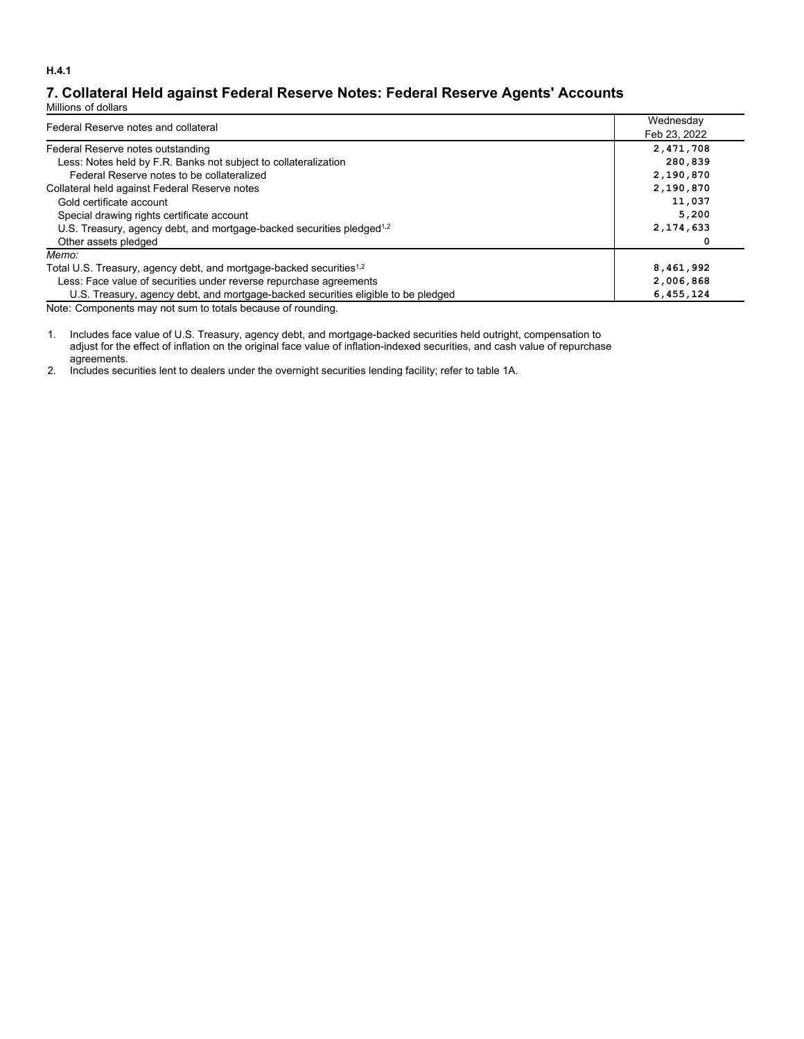H.4.1

## 7. Collateral Held against Federal Reserve Notes: Federal Reserve Agents' Accounts

Millions of dollars

| Federal Reserve notes and collateral | Wednesday Feb 23, 2022 |
|---|---|
| Federal Reserve notes outstanding | 2,471,708 |
| Less: Notes held by F.R. Banks not subject to collateralization | 280,839 |
| Federal Reserve notes to be collateralized | 2,190,870 |
| Collateral held against Federal Reserve notes | 2,190,870 |
| Gold certificate account | 11,037 |
| Special drawing rights certificate account | 5,200 |
| U.S. Treasury, agency debt, and mortgage-backed securities pledged[1,2] | 2,174,633 |
| Other assets pledged | 0 |
| *Memo:* | |
| Total U.S. Treasury, agency debt, and mortgage-backed securities[1,2] | 8,461,992 |
| Less: Face value of securities under reverse repurchase agreements | 2,006,868 |
| U.S. Treasury, agency debt, and mortgage-backed securities eligible to be pledged | 6,455,124 |

Note: Components may not sum to totals because of rounding.

1. Includes face value of U.S. Treasury, agency debt, and mortgage-backed securities held outright, compensation to adjust for the effect of inflation on the original face value of inflation-indexed securities, and cash value of repurchase agreements.
2. Includes securities lent to dealers under the overnight securities lending facility; refer to table 1A.